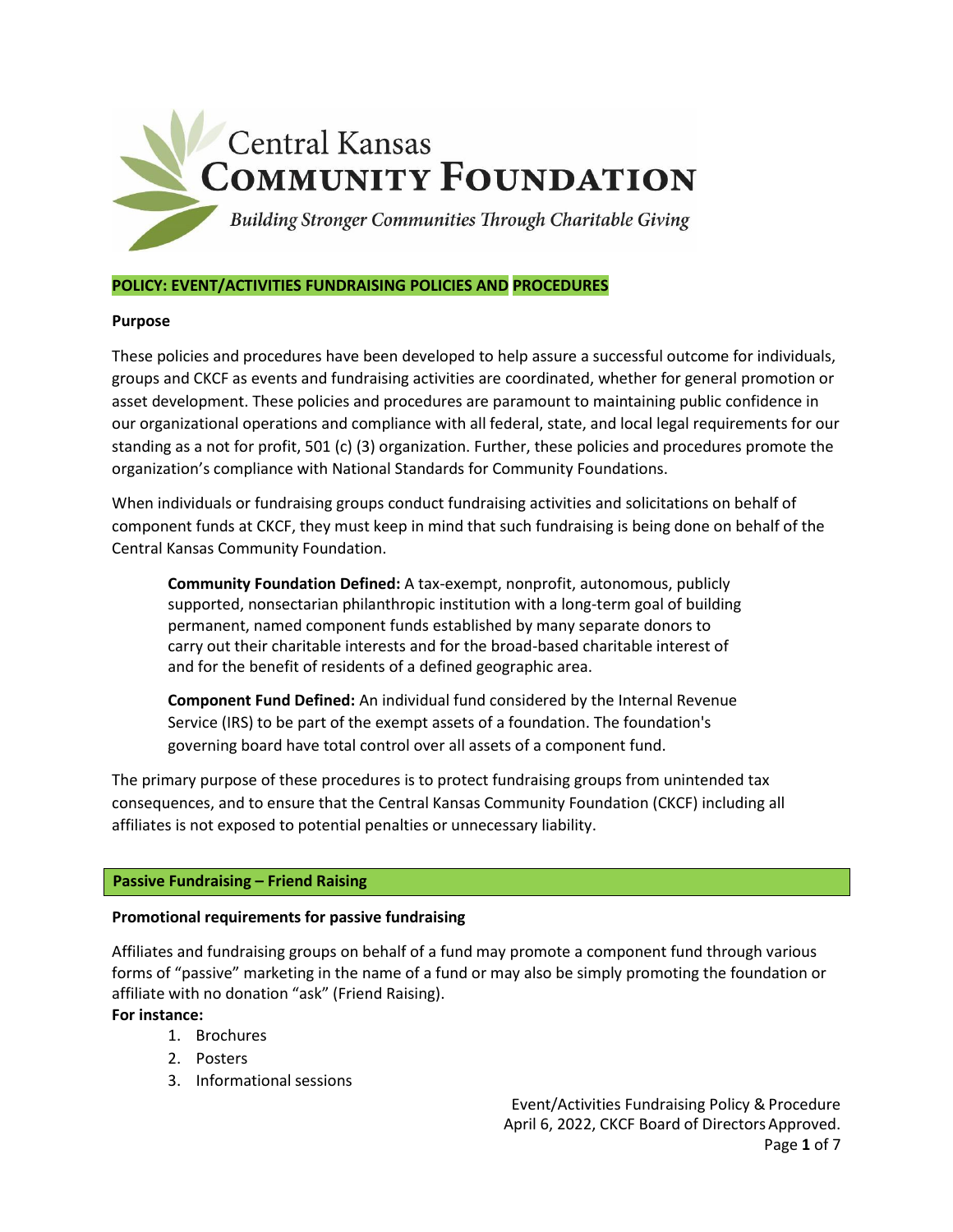Central Kansas
**COMMUNITY FOUNDATION**

*Building Stronger Communities Through Charitable Giving*

## POLICY: EVENT/ACTIVITIES FUNDRAISING POLICIES AND PROCEDURES

**Purpose**

These policies and procedures have been developed to help assure a successful outcome for individuals, groups and CKCF as events and fundraising activities are coordinated, whether for general promotion or asset development. These policies and procedures are paramount to maintaining public confidence in our organizational operations and compliance with all federal, state, and local legal requirements for our standing as a not for profit, 501 (c) (3) organization. Further, these policies and procedures promote the organization's compliance with National Standards for Community Foundations.

When individuals or fundraising groups conduct fundraising activities and solicitations on behalf of component funds at CKCF, they must keep in mind that such fundraising is being done on behalf of the Central Kansas Community Foundation.

> **Community Foundation Defined:** A tax-exempt, nonprofit, autonomous, publicly supported, nonsectarian philanthropic institution with a long-term goal of building permanent, named component funds established by many separate donors to carry out their charitable interests and for the broad-based charitable interest of and for the benefit of residents of a defined geographic area.
>
> **Component Fund Defined:** An individual fund considered by the Internal Revenue Service (IRS) to be part of the exempt assets of a foundation. The foundation's governing board have total control over all assets of a component fund.

The primary purpose of these procedures is to protect fundraising groups from unintended tax consequences, and to ensure that the Central Kansas Community Foundation (CKCF) including all affiliates is not exposed to potential penalties or unnecessary liability.

## Passive Fundraising – Friend Raising

**Promotional requirements for passive fundraising**

Affiliates and fundraising groups on behalf of a fund may promote a component fund through various forms of "passive" marketing in the name of a fund or may also be simply promoting the foundation or affiliate with no donation "ask" (Friend Raising).

**For instance:**

1. Brochures
2. Posters
3. Informational sessions

Event/Activities Fundraising Policy & Procedure
April 6, 2022, CKCF Board of Directors Approved.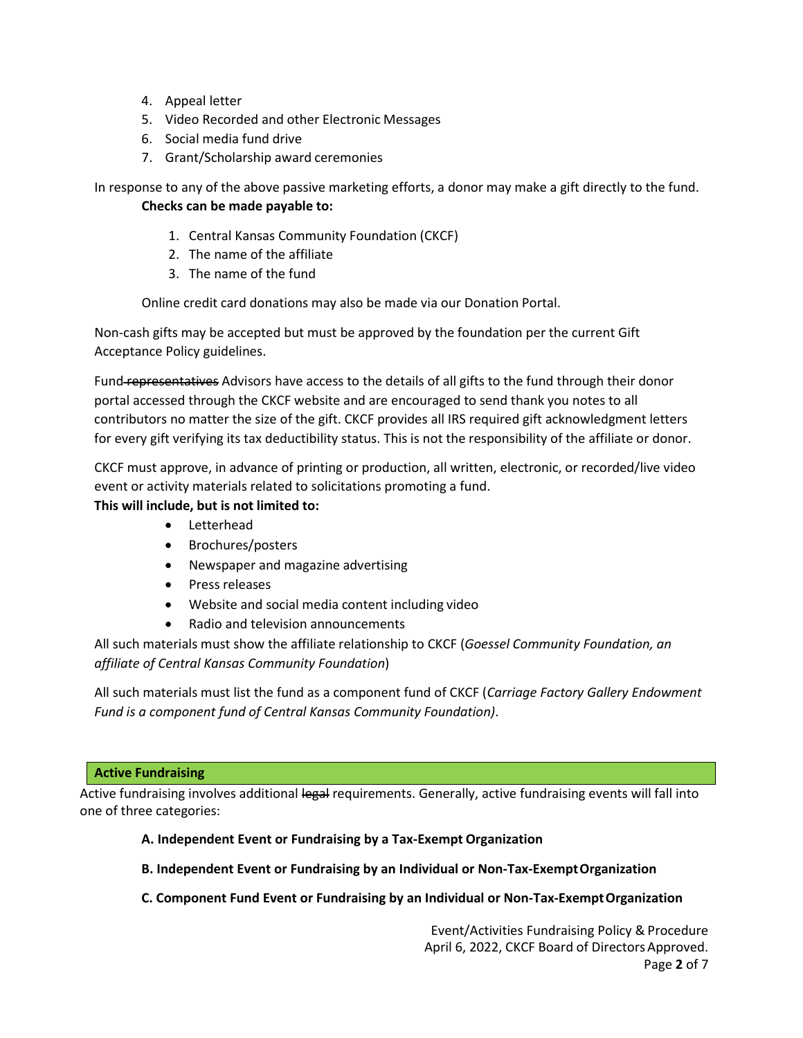4. Appeal letter
5. Video Recorded and other Electronic Messages
6. Social media fund drive
7. Grant/Scholarship award ceremonies

In response to any of the above passive marketing efforts, a donor may make a gift directly to the fund.

**Checks can be made payable to:**

1. Central Kansas Community Foundation (CKCF)
2. The name of the affiliate
3. The name of the fund

Online credit card donations may also be made via our Donation Portal.

Non-cash gifts may be accepted but must be approved by the foundation per the current Gift Acceptance Policy guidelines.

Fund ~~representatives~~ Advisors have access to the details of all gifts to the fund through their donor portal accessed through the CKCF website and are encouraged to send thank you notes to all contributors no matter the size of the gift. CKCF provides all IRS required gift acknowledgment letters for every gift verifying its tax deductibility status. This is not the responsibility of the affiliate or donor.

CKCF must approve, in advance of printing or production, all written, electronic, or recorded/live video event or activity materials related to solicitations promoting a fund.

**This will include, but is not limited to:**

- Letterhead
- Brochures/posters
- Newspaper and magazine advertising
- Press releases
- Website and social media content including video
- Radio and television announcements

All such materials must show the affiliate relationship to CKCF (*Goessel Community Foundation, an affiliate of Central Kansas Community Foundation*)

All such materials must list the fund as a component fund of CKCF (*Carriage Factory Gallery Endowment Fund is a component fund of Central Kansas Community Foundation)*.

## Active Fundraising

Active fundraising involves additional ~~legal~~ requirements. Generally, active fundraising events will fall into one of three categories:

**A. Independent Event or Fundraising by a Tax-Exempt Organization**

**B. Independent Event or Fundraising by an Individual or Non-Tax-Exempt Organization**

**C. Component Fund Event or Fundraising by an Individual or Non-Tax-Exempt Organization**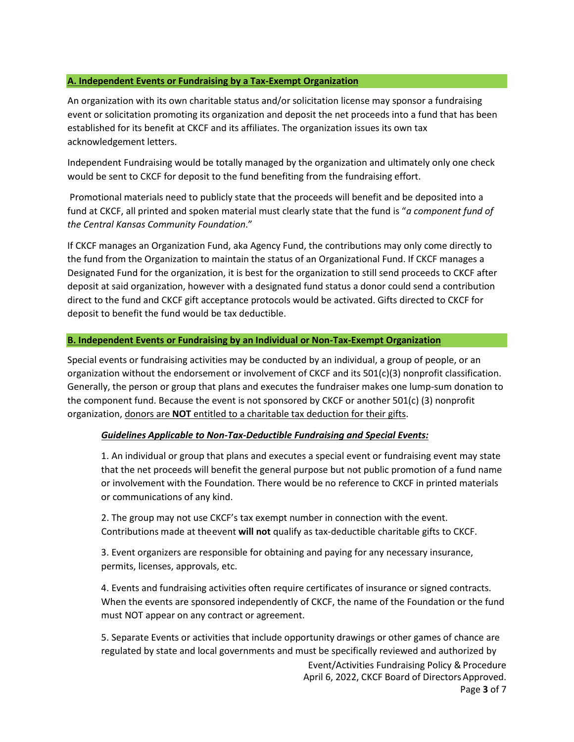## A. Independent Events or Fundraising by a Tax-Exempt Organization

An organization with its own charitable status and/or solicitation license may sponsor a fundraising event or solicitation promoting its organization and deposit the net proceeds into a fund that has been established for its benefit at CKCF and its affiliates. The organization issues its own tax acknowledgement letters.

Independent Fundraising would be totally managed by the organization and ultimately only one check would be sent to CKCF for deposit to the fund benefiting from the fundraising effort.

Promotional materials need to publicly state that the proceeds will benefit and be deposited into a fund at CKCF, all printed and spoken material must clearly state that the fund is "*a component fund of the Central Kansas Community Foundation*."

If CKCF manages an Organization Fund, aka Agency Fund, the contributions may only come directly to the fund from the Organization to maintain the status of an Organizational Fund. If CKCF manages a Designated Fund for the organization, it is best for the organization to still send proceeds to CKCF after deposit at said organization, however with a designated fund status a donor could send a contribution direct to the fund and CKCF gift acceptance protocols would be activated. Gifts directed to CKCF for deposit to benefit the fund would be tax deductible.

## B. Independent Events or Fundraising by an Individual or Non-Tax-Exempt Organization

Special events or fundraising activities may be conducted by an individual, a group of people, or an organization without the endorsement or involvement of CKCF and its 501(c)(3) nonprofit classification. Generally, the person or group that plans and executes the fundraiser makes one lump-sum donation to the component fund. Because the event is not sponsored by CKCF or another 501(c) (3) nonprofit organization, donors are **NOT** entitled to a charitable tax deduction for their gifts.

### *Guidelines Applicable to Non-Tax-Deductible Fundraising and Special Events:*

1. An individual or group that plans and executes a special event or fundraising event may state that the net proceeds will benefit the general purpose but not public promotion of a fund name or involvement with the Foundation. There would be no reference to CKCF in printed materials or communications of any kind.

2. The group may not use CKCF's tax exempt number in connection with the event. Contributions made at theevent **will not** qualify as tax-deductible charitable gifts to CKCF.

3. Event organizers are responsible for obtaining and paying for any necessary insurance, permits, licenses, approvals, etc.

4. Events and fundraising activities often require certificates of insurance or signed contracts. When the events are sponsored independently of CKCF, the name of the Foundation or the fund must NOT appear on any contract or agreement.

5. Separate Events or activities that include opportunity drawings or other games of chance are regulated by state and local governments and must be specifically reviewed and authorized by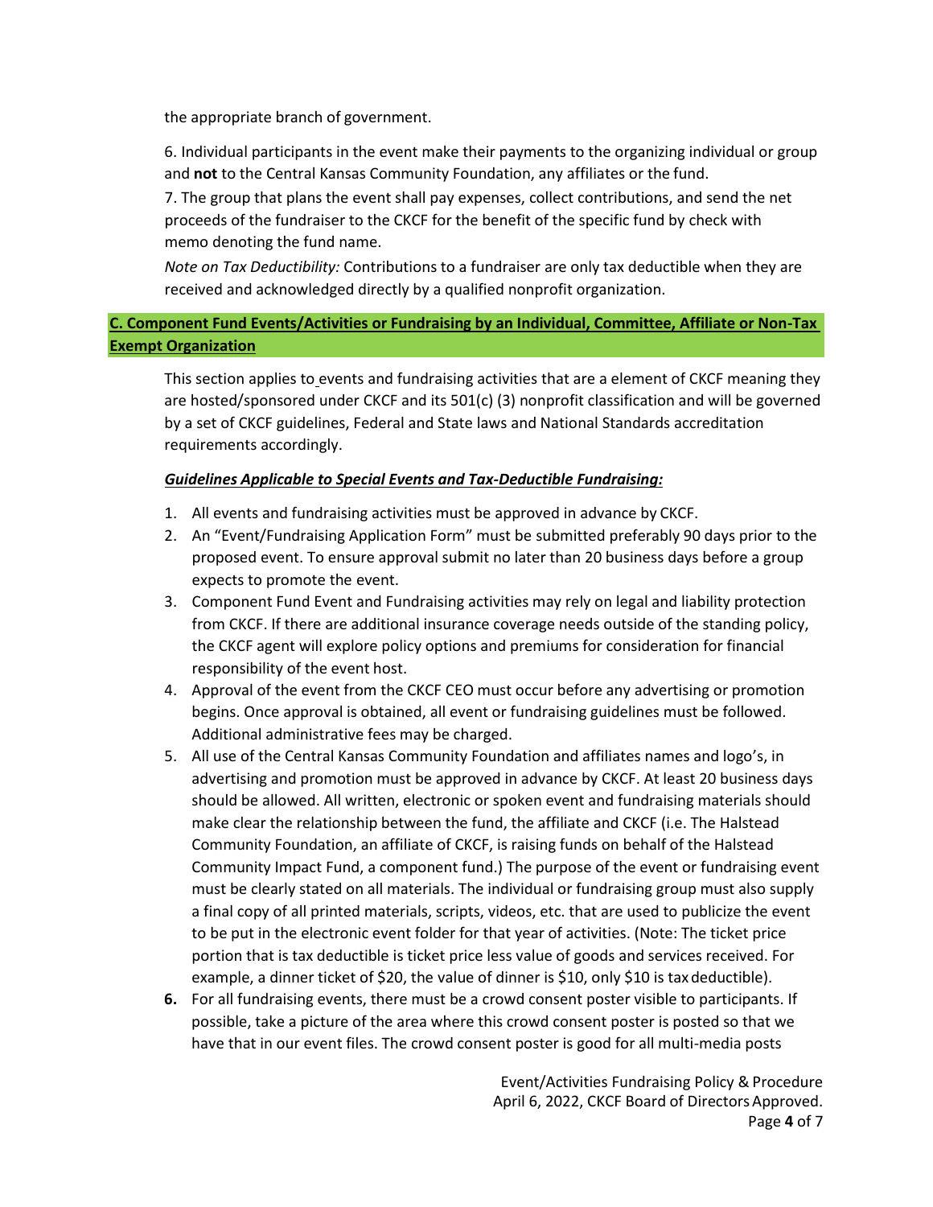the appropriate branch of government.

6. Individual participants in the event make their payments to the organizing individual or group and **not** to the Central Kansas Community Foundation, any affiliates or the fund.
7. The group that plans the event shall pay expenses, collect contributions, and send the net proceeds of the fundraiser to the CKCF for the benefit of the specific fund by check with memo denoting the fund name.

*Note on Tax Deductibility:* Contributions to a fundraiser are only tax deductible when they are received and acknowledged directly by a qualified nonprofit organization.

## C. Component Fund Events/Activities or Fundraising by an Individual, Committee, Affiliate or Non-Tax Exempt Organization

This section applies to events and fundraising activities that are a element of CKCF meaning they are hosted/sponsored under CKCF and its 501(c) (3) nonprofit classification and will be governed by a set of CKCF guidelines, Federal and State laws and National Standards accreditation requirements accordingly.

***Guidelines Applicable to Special Events and Tax-Deductible Fundraising:***

1. All events and fundraising activities must be approved in advance by CKCF.
2. An "Event/Fundraising Application Form" must be submitted preferably 90 days prior to the proposed event. To ensure approval submit no later than 20 business days before a group expects to promote the event.
3. Component Fund Event and Fundraising activities may rely on legal and liability protection from CKCF. If there are additional insurance coverage needs outside of the standing policy, the CKCF agent will explore policy options and premiums for consideration for financial responsibility of the event host.
4. Approval of the event from the CKCF CEO must occur before any advertising or promotion begins. Once approval is obtained, all event or fundraising guidelines must be followed. Additional administrative fees may be charged.
5. All use of the Central Kansas Community Foundation and affiliates names and logo's, in advertising and promotion must be approved in advance by CKCF. At least 20 business days should be allowed. All written, electronic or spoken event and fundraising materials should make clear the relationship between the fund, the affiliate and CKCF (i.e. The Halstead Community Foundation, an affiliate of CKCF, is raising funds on behalf of the Halstead Community Impact Fund, a component fund.) The purpose of the event or fundraising event must be clearly stated on all materials. The individual or fundraising group must also supply a final copy of all printed materials, scripts, videos, etc. that are used to publicize the event to be put in the electronic event folder for that year of activities. (Note: The ticket price portion that is tax deductible is ticket price less value of goods and services received. For example, a dinner ticket of $20, the value of dinner is $10, only $10 is tax deductible).
6. For all fundraising events, there must be a crowd consent poster visible to participants. If possible, take a picture of the area where this crowd consent poster is posted so that we have that in our event files. The crowd consent poster is good for all multi-media posts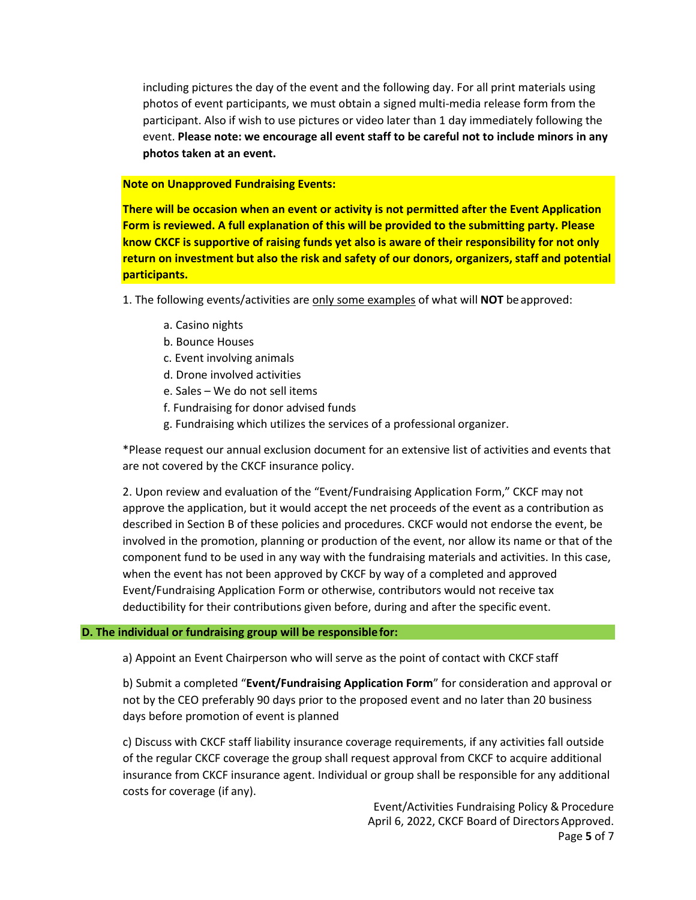including pictures the day of the event and the following day. For all print materials using photos of event participants, we must obtain a signed multi-media release form from the participant. Also if wish to use pictures or video later than 1 day immediately following the event. **Please note: we encourage all event staff to be careful not to include minors in any photos taken at an event.**

**Note on Unapproved Fundraising Events:**

**There will be occasion when an event or activity is not permitted after the Event Application Form is reviewed. A full explanation of this will be provided to the submitting party. Please know CKCF is supportive of raising funds yet also is aware of their responsibility for not only return on investment but also the risk and safety of our donors, organizers, staff and potential participants.**

1. The following events/activities are <u>only some examples</u> of what will **NOT** be approved:

   a. Casino nights
   b. Bounce Houses
   c. Event involving animals
   d. Drone involved activities
   e. Sales – We do not sell items
   f. Fundraising for donor advised funds
   g. Fundraising which utilizes the services of a professional organizer.

*Please request our annual exclusion document for an extensive list of activities and events that are not covered by the CKCF insurance policy.

2. Upon review and evaluation of the "Event/Fundraising Application Form," CKCF may not approve the application, but it would accept the net proceeds of the event as a contribution as described in Section B of these policies and procedures. CKCF would not endorse the event, be involved in the promotion, planning or production of the event, nor allow its name or that of the component fund to be used in any way with the fundraising materials and activities. In this case, when the event has not been approved by CKCF by way of a completed and approved Event/Fundraising Application Form or otherwise, contributors would not receive tax deductibility for their contributions given before, during and after the specific event.

## D. The individual or fundraising group will be responsible for:

a) Appoint an Event Chairperson who will serve as the point of contact with CKCF staff

b) Submit a completed "**Event/Fundraising Application Form**" for consideration and approval or not by the CEO preferably 90 days prior to the proposed event and no later than 20 business days before promotion of event is planned

c) Discuss with CKCF staff liability insurance coverage requirements, if any activities fall outside of the regular CKCF coverage the group shall request approval from CKCF to acquire additional insurance from CKCF insurance agent. Individual or group shall be responsible for any additional costs for coverage (if any).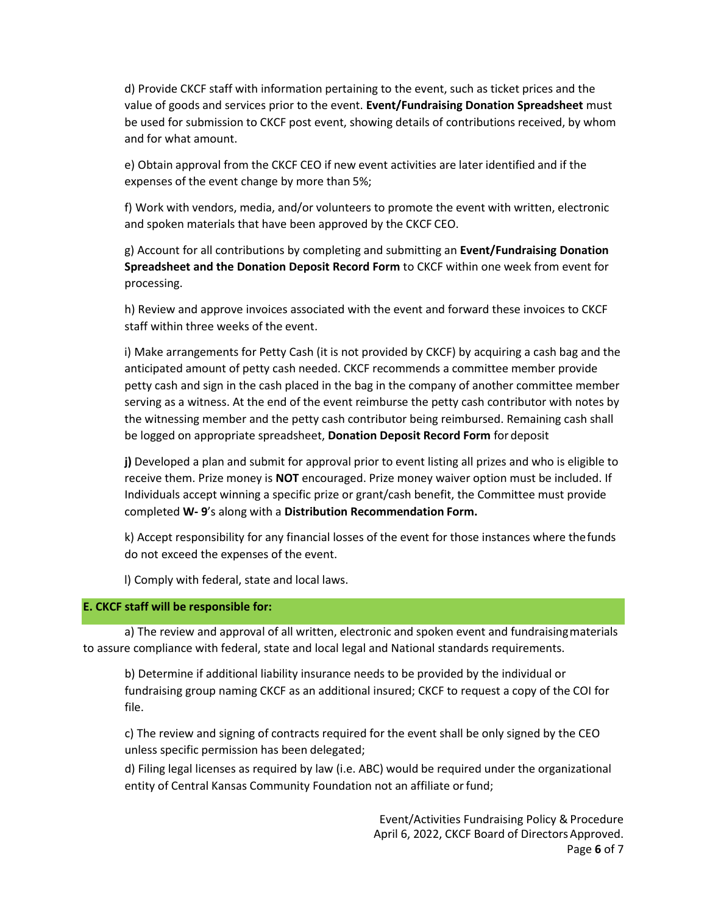d) Provide CKCF staff with information pertaining to the event, such as ticket prices and the value of goods and services prior to the event. **Event/Fundraising Donation Spreadsheet** must be used for submission to CKCF post event, showing details of contributions received, by whom and for what amount.

e) Obtain approval from the CKCF CEO if new event activities are later identified and if the expenses of the event change by more than 5%;

f) Work with vendors, media, and/or volunteers to promote the event with written, electronic and spoken materials that have been approved by the CKCF CEO.

g) Account for all contributions by completing and submitting an **Event/Fundraising Donation Spreadsheet and the Donation Deposit Record Form** to CKCF within one week from event for processing.

h) Review and approve invoices associated with the event and forward these invoices to CKCF staff within three weeks of the event.

i) Make arrangements for Petty Cash (it is not provided by CKCF) by acquiring a cash bag and the anticipated amount of petty cash needed. CKCF recommends a committee member provide petty cash and sign in the cash placed in the bag in the company of another committee member serving as a witness. At the end of the event reimburse the petty cash contributor with notes by the witnessing member and the petty cash contributor being reimbursed. Remaining cash shall be logged on appropriate spreadsheet, **Donation Deposit Record Form** for deposit

**j)** Developed a plan and submit for approval prior to event listing all prizes and who is eligible to receive them. Prize money is **NOT** encouraged. Prize money waiver option must be included. If Individuals accept winning a specific prize or grant/cash benefit, the Committee must provide completed **W- 9**'s along with a **Distribution Recommendation Form.**

k) Accept responsibility for any financial losses of the event for those instances where the funds do not exceed the expenses of the event.

l) Comply with federal, state and local laws.

### E. CKCF staff will be responsible for:

a) The review and approval of all written, electronic and spoken event and fundraising materials to assure compliance with federal, state and local legal and National standards requirements.

b) Determine if additional liability insurance needs to be provided by the individual or fundraising group naming CKCF as an additional insured; CKCF to request a copy of the COI for file.

c) The review and signing of contracts required for the event shall be only signed by the CEO unless specific permission has been delegated;

d) Filing legal licenses as required by law (i.e. ABC) would be required under the organizational entity of Central Kansas Community Foundation not an affiliate or fund;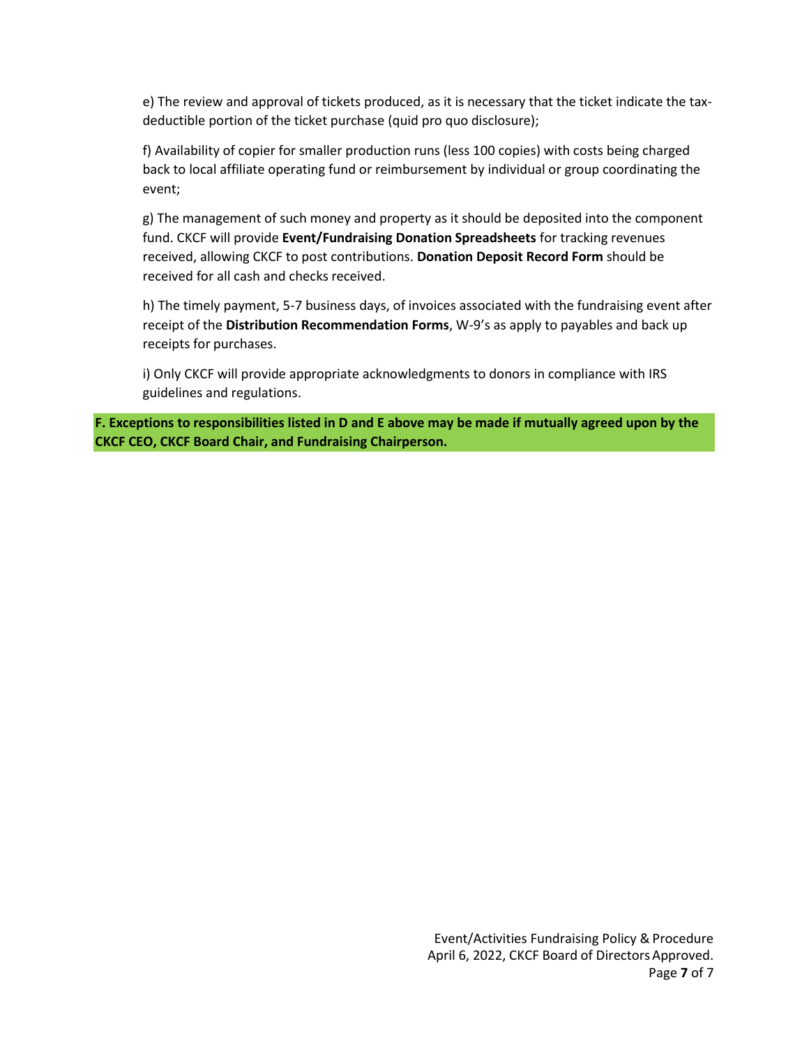e) The review and approval of tickets produced, as it is necessary that the ticket indicate the tax-deductible portion of the ticket purchase (quid pro quo disclosure);

f) Availability of copier for smaller production runs (less 100 copies) with costs being charged back to local affiliate operating fund or reimbursement by individual or group coordinating the event;

g) The management of such money and property as it should be deposited into the component fund. CKCF will provide **Event/Fundraising Donation Spreadsheets** for tracking revenues received, allowing CKCF to post contributions. **Donation Deposit Record Form** should be received for all cash and checks received.

h) The timely payment, 5-7 business days, of invoices associated with the fundraising event after receipt of the **Distribution Recommendation Forms**, W-9's as apply to payables and back up receipts for purchases.

i) Only CKCF will provide appropriate acknowledgments to donors in compliance with IRS guidelines and regulations.

**F. Exceptions to responsibilities listed in D and E above may be made if mutually agreed upon by the CKCF CEO, CKCF Board Chair, and Fundraising Chairperson.**